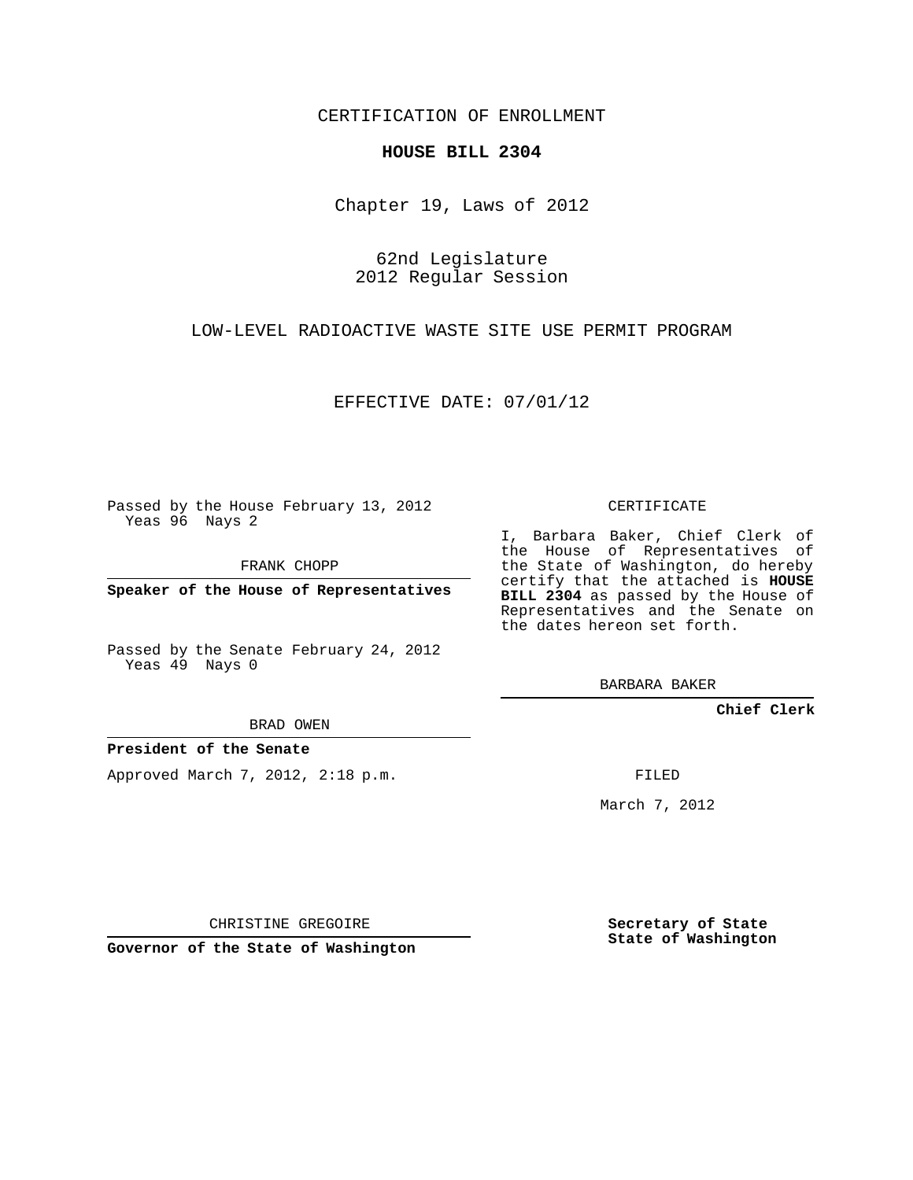CERTIFICATION OF ENROLLMENT

**HOUSE BILL 2304**

Chapter 19, Laws of 2012

62nd Legislature
2012 Regular Session

LOW-LEVEL RADIOACTIVE WASTE SITE USE PERMIT PROGRAM

EFFECTIVE DATE: 07/01/12

Passed by the House February 13, 2012
Yeas 96 Nays 2

FRANK CHOPP

**Speaker of the House of Representatives**

Passed by the Senate February 24, 2012
Yeas 49 Nays 0

BRAD OWEN

**President of the Senate**

Approved March 7, 2012, 2:18 p.m.

CHRISTINE GREGOIRE

**Governor of the State of Washington**

CERTIFICATE

I, Barbara Baker, Chief Clerk of the House of Representatives of the State of Washington, do hereby certify that the attached is **HOUSE BILL 2304** as passed by the House of Representatives and the Senate on the dates hereon set forth.

BARBARA BAKER

**Chief Clerk**

FILED

March 7, 2012

**Secretary of State**
**State of Washington**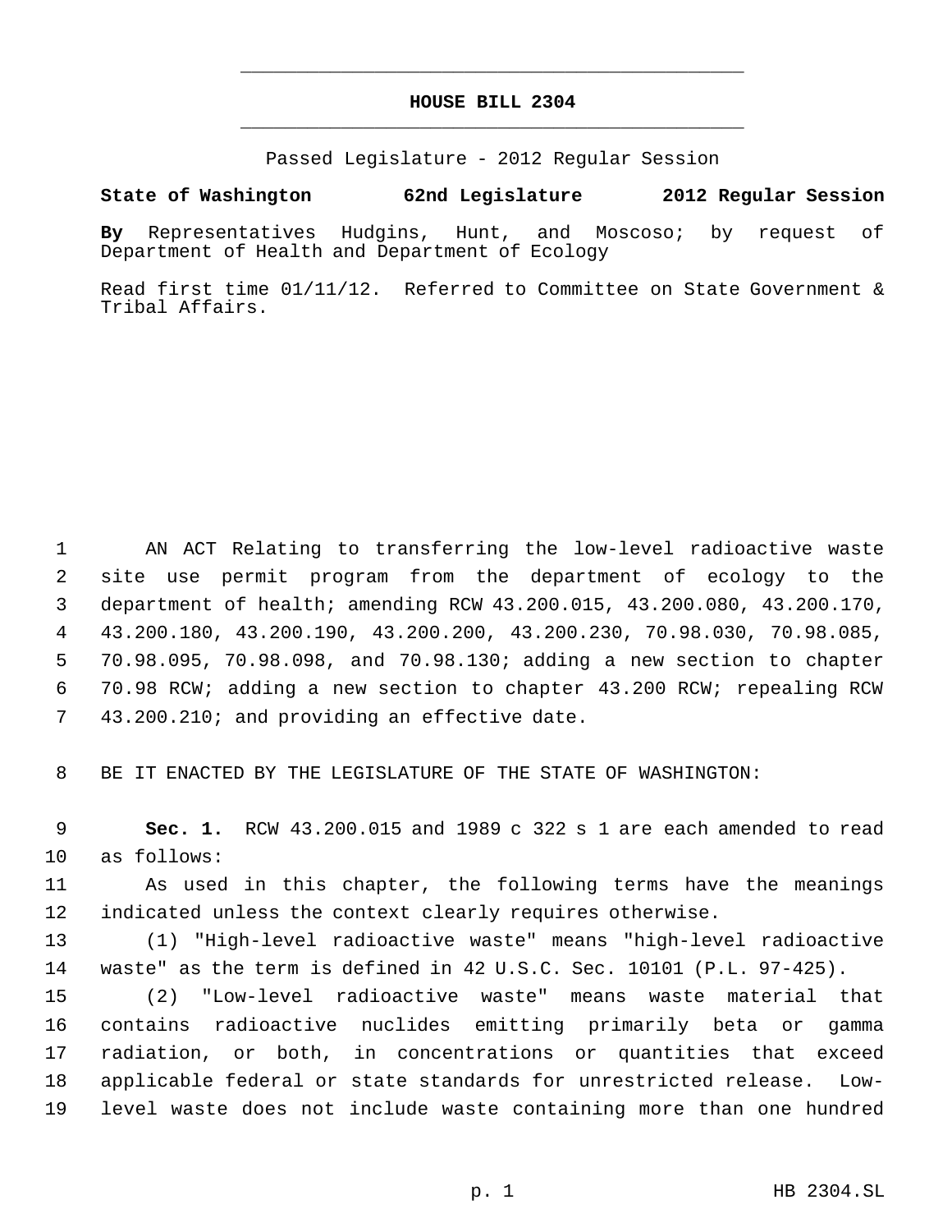# HOUSE BILL 2304

Passed Legislature - 2012 Regular Session

**State of Washington 62nd Legislature 2012 Regular Session**

**By** Representatives Hudgins, Hunt, and Moscoso; by request of Department of Health and Department of Ecology

Read first time 01/11/12. Referred to Committee on State Government & Tribal Affairs.

AN ACT Relating to transferring the low-level radioactive waste site use permit program from the department of ecology to the department of health; amending RCW 43.200.015, 43.200.080, 43.200.170, 43.200.180, 43.200.190, 43.200.200, 43.200.230, 70.98.030, 70.98.085, 70.98.095, 70.98.098, and 70.98.130; adding a new section to chapter 70.98 RCW; adding a new section to chapter 43.200 RCW; repealing RCW 43.200.210; and providing an effective date.

BE IT ENACTED BY THE LEGISLATURE OF THE STATE OF WASHINGTON:

**Sec. 1.** RCW 43.200.015 and 1989 c 322 s 1 are each amended to read as follows:

As used in this chapter, the following terms have the meanings indicated unless the context clearly requires otherwise.

(1) "High-level radioactive waste" means "high-level radioactive waste" as the term is defined in 42 U.S.C. Sec. 10101 (P.L. 97-425).

(2) "Low-level radioactive waste" means waste material that contains radioactive nuclides emitting primarily beta or gamma radiation, or both, in concentrations or quantities that exceed applicable federal or state standards for unrestricted release. Low-level waste does not include waste containing more than one hundred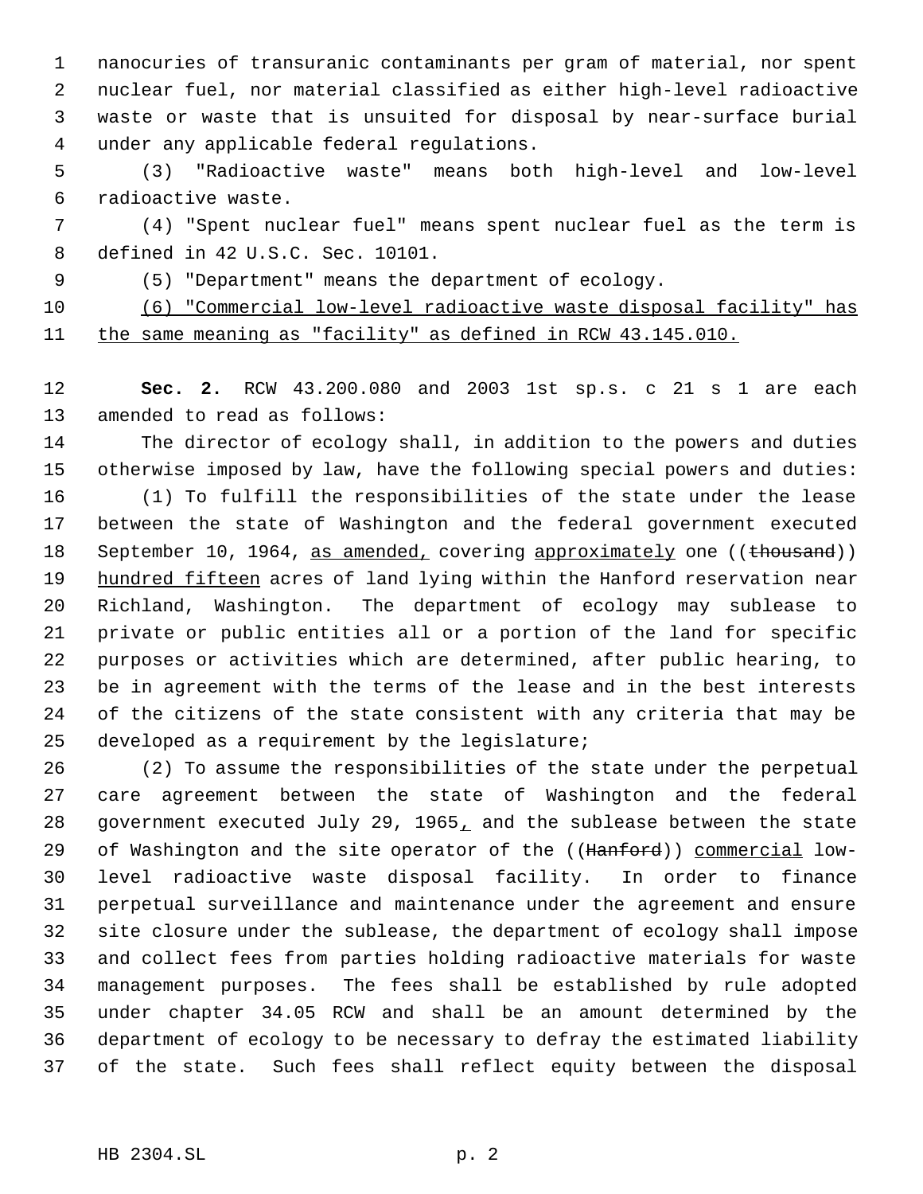nanocuries of transuranic contaminants per gram of material, nor spent nuclear fuel, nor material classified as either high-level radioactive waste or waste that is unsuited for disposal by near-surface burial under any applicable federal regulations.

(3) "Radioactive waste" means both high-level and low-level radioactive waste.

(4) "Spent nuclear fuel" means spent nuclear fuel as the term is defined in 42 U.S.C. Sec. 10101.

(5) "Department" means the department of ecology.

<u>(6) "Commercial low-level radioactive waste disposal facility" has the same meaning as "facility" as defined in RCW 43.145.010.</u>

**Sec. 2.** RCW 43.200.080 and 2003 1st sp.s. c 21 s 1 are each amended to read as follows:

The director of ecology shall, in addition to the powers and duties otherwise imposed by law, have the following special powers and duties:

(1) To fulfill the responsibilities of the state under the lease between the state of Washington and the federal government executed September 10, 1964, <u>as amended,</u> covering <u>approximately</u> one ((~~thousand~~)) <u>hundred fifteen</u> acres of land lying within the Hanford reservation near Richland, Washington. The department of ecology may sublease to private or public entities all or a portion of the land for specific purposes or activities which are determined, after public hearing, to be in agreement with the terms of the lease and in the best interests of the citizens of the state consistent with any criteria that may be developed as a requirement by the legislature;

(2) To assume the responsibilities of the state under the perpetual care agreement between the state of Washington and the federal government executed July 29, 1965<u>,</u> and the sublease between the state of Washington and the site operator of the ((~~Hanford~~)) <u>commercial</u> low-level radioactive waste disposal facility. In order to finance perpetual surveillance and maintenance under the agreement and ensure site closure under the sublease, the department of ecology shall impose and collect fees from parties holding radioactive materials for waste management purposes. The fees shall be established by rule adopted under chapter 34.05 RCW and shall be an amount determined by the department of ecology to be necessary to defray the estimated liability of the state. Such fees shall reflect equity between the disposal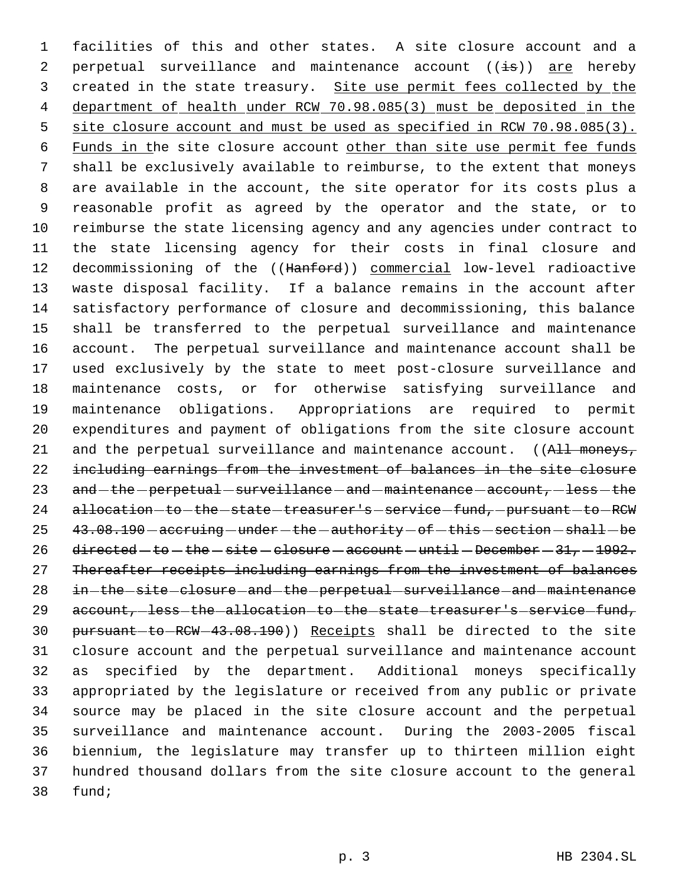facilities of this and other states. A site closure account and a perpetual surveillance and maintenance account ((~~is~~)) are hereby created in the state treasury. Site use permit fees collected by the department of health under RCW 70.98.085(3) must be deposited in the site closure account and must be used as specified in RCW 70.98.085(3). Funds in the site closure account other than site use permit fee funds shall be exclusively available to reimburse, to the extent that moneys are available in the account, the site operator for its costs plus a reasonable profit as agreed by the operator and the state, or to reimburse the state licensing agency and any agencies under contract to the state licensing agency for their costs in final closure and decommissioning of the ((~~Hanford~~)) commercial low-level radioactive waste disposal facility. If a balance remains in the account after satisfactory performance of closure and decommissioning, this balance shall be transferred to the perpetual surveillance and maintenance account. The perpetual surveillance and maintenance account shall be used exclusively by the state to meet post-closure surveillance and maintenance costs, or for otherwise satisfying surveillance and maintenance obligations. Appropriations are required to permit expenditures and payment of obligations from the site closure account and the perpetual surveillance and maintenance account. ((~~All moneys, including earnings from the investment of balances in the site closure and the perpetual surveillance and maintenance account, less the allocation to the state treasurer's service fund, pursuant to RCW 43.08.190 accruing under the authority of this section shall be directed to the site closure account until December 31, 1992. Thereafter receipts including earnings from the investment of balances in the site closure and the perpetual surveillance and maintenance account, less the allocation to the state treasurer's service fund, pursuant to RCW 43.08.190~~)) Receipts shall be directed to the site closure account and the perpetual surveillance and maintenance account as specified by the department. Additional moneys specifically appropriated by the legislature or received from any public or private source may be placed in the site closure account and the perpetual surveillance and maintenance account. During the 2003-2005 fiscal biennium, the legislature may transfer up to thirteen million eight hundred thousand dollars from the site closure account to the general fund;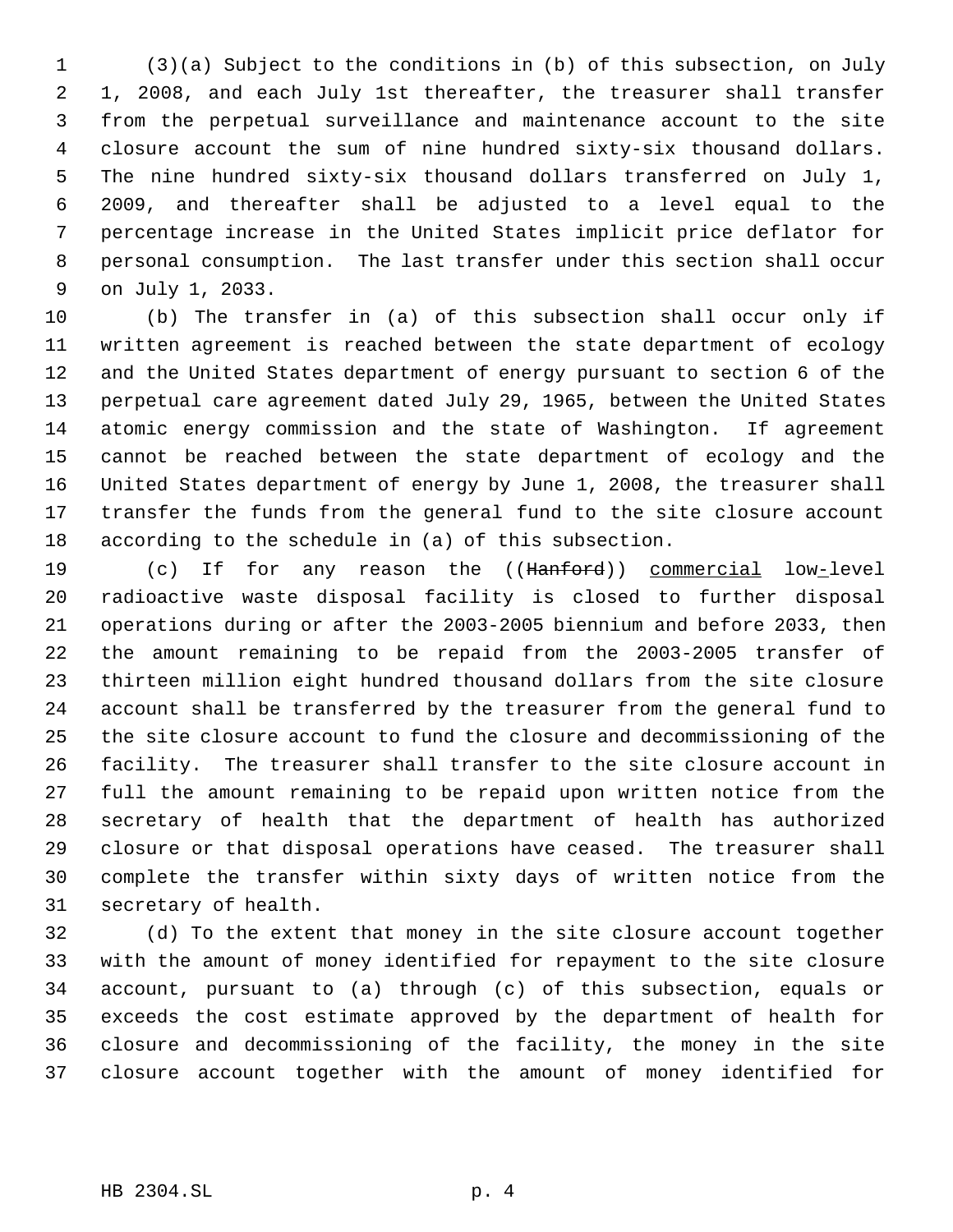(3)(a) Subject to the conditions in (b) of this subsection, on July 1, 2008, and each July 1st thereafter, the treasurer shall transfer from the perpetual surveillance and maintenance account to the site closure account the sum of nine hundred sixty-six thousand dollars. The nine hundred sixty-six thousand dollars transferred on July 1, 2009, and thereafter shall be adjusted to a level equal to the percentage increase in the United States implicit price deflator for personal consumption. The last transfer under this section shall occur on July 1, 2033.

(b) The transfer in (a) of this subsection shall occur only if written agreement is reached between the state department of ecology and the United States department of energy pursuant to section 6 of the perpetual care agreement dated July 29, 1965, between the United States atomic energy commission and the state of Washington. If agreement cannot be reached between the state department of ecology and the United States department of energy by June 1, 2008, the treasurer shall transfer the funds from the general fund to the site closure account according to the schedule in (a) of this subsection.

(c) If for any reason the ((~~Hanford~~)) <u>commercial</u> low<u>-</u>level radioactive waste disposal facility is closed to further disposal operations during or after the 2003-2005 biennium and before 2033, then the amount remaining to be repaid from the 2003-2005 transfer of thirteen million eight hundred thousand dollars from the site closure account shall be transferred by the treasurer from the general fund to the site closure account to fund the closure and decommissioning of the facility. The treasurer shall transfer to the site closure account in full the amount remaining to be repaid upon written notice from the secretary of health that the department of health has authorized closure or that disposal operations have ceased. The treasurer shall complete the transfer within sixty days of written notice from the secretary of health.

(d) To the extent that money in the site closure account together with the amount of money identified for repayment to the site closure account, pursuant to (a) through (c) of this subsection, equals or exceeds the cost estimate approved by the department of health for closure and decommissioning of the facility, the money in the site closure account together with the amount of money identified for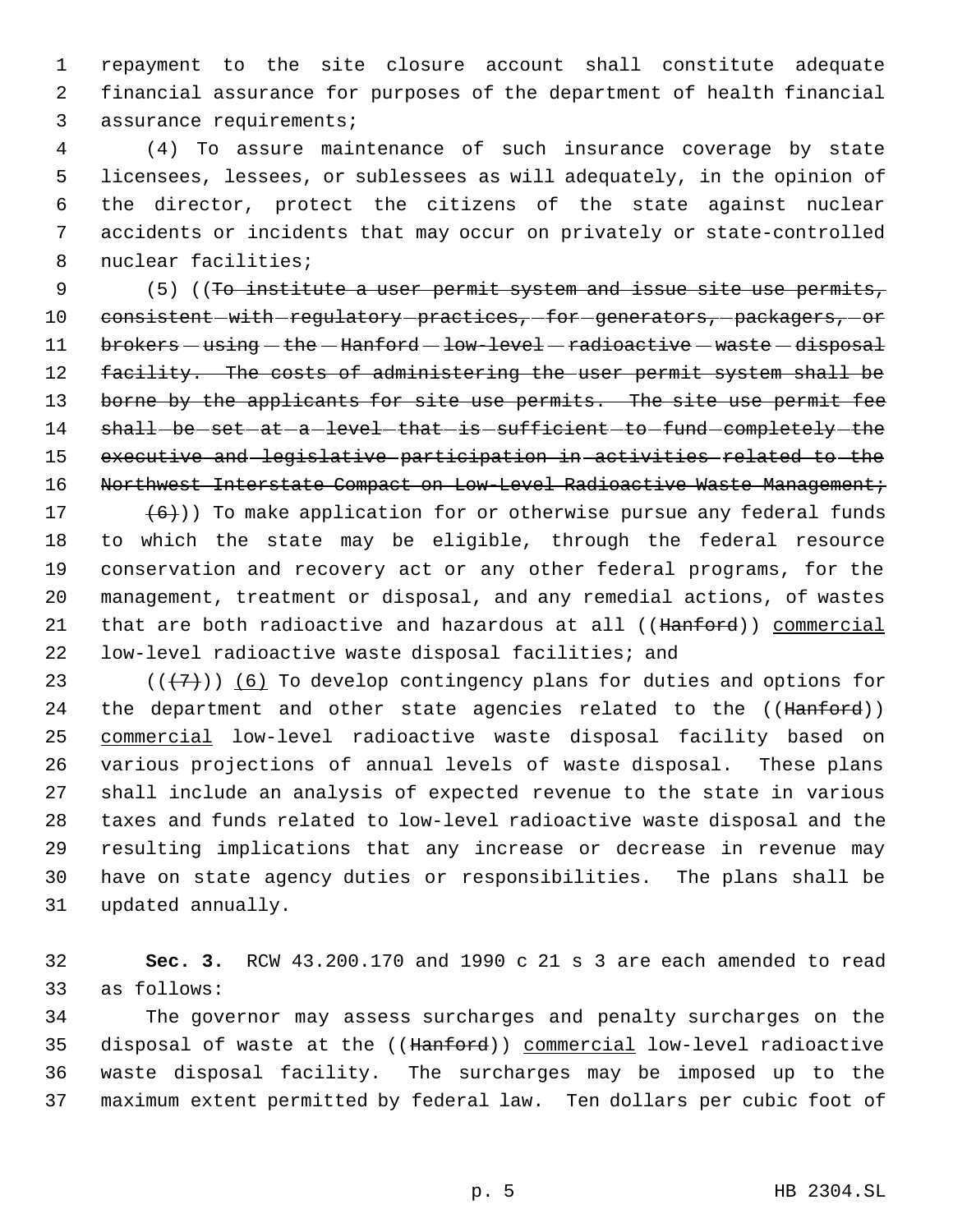repayment to the site closure account shall constitute adequate financial assurance for purposes of the department of health financial assurance requirements;

(4) To assure maintenance of such insurance coverage by state licensees, lessees, or sublessees as will adequately, in the opinion of the director, protect the citizens of the state against nuclear accidents or incidents that may occur on privately or state-controlled nuclear facilities;

(5) ((~~To institute a user permit system and issue site use permits, consistent with regulatory practices, for generators, packagers, or brokers using the Hanford low-level radioactive waste disposal facility. The costs of administering the user permit system shall be borne by the applicants for site use permits. The site use permit fee shall be set at a level that is sufficient to fund completely the executive and legislative participation in activities related to the Northwest Interstate Compact on Low-Level Radioactive Waste Management;~~

~~(6)~~)) To make application for or otherwise pursue any federal funds to which the state may be eligible, through the federal resource conservation and recovery act or any other federal programs, for the management, treatment or disposal, and any remedial actions, of wastes that are both radioactive and hazardous at all ((~~Hanford~~)) <u>commercial</u> low-level radioactive waste disposal facilities; and

((~~(7)~~)) <u>(6)</u> To develop contingency plans for duties and options for the department and other state agencies related to the ((~~Hanford~~)) <u>commercial</u> low-level radioactive waste disposal facility based on various projections of annual levels of waste disposal. These plans shall include an analysis of expected revenue to the state in various taxes and funds related to low-level radioactive waste disposal and the resulting implications that any increase or decrease in revenue may have on state agency duties or responsibilities. The plans shall be updated annually.

**Sec. 3.** RCW 43.200.170 and 1990 c 21 s 3 are each amended to read as follows:

The governor may assess surcharges and penalty surcharges on the disposal of waste at the ((~~Hanford~~)) <u>commercial</u> low-level radioactive waste disposal facility. The surcharges may be imposed up to the maximum extent permitted by federal law. Ten dollars per cubic foot of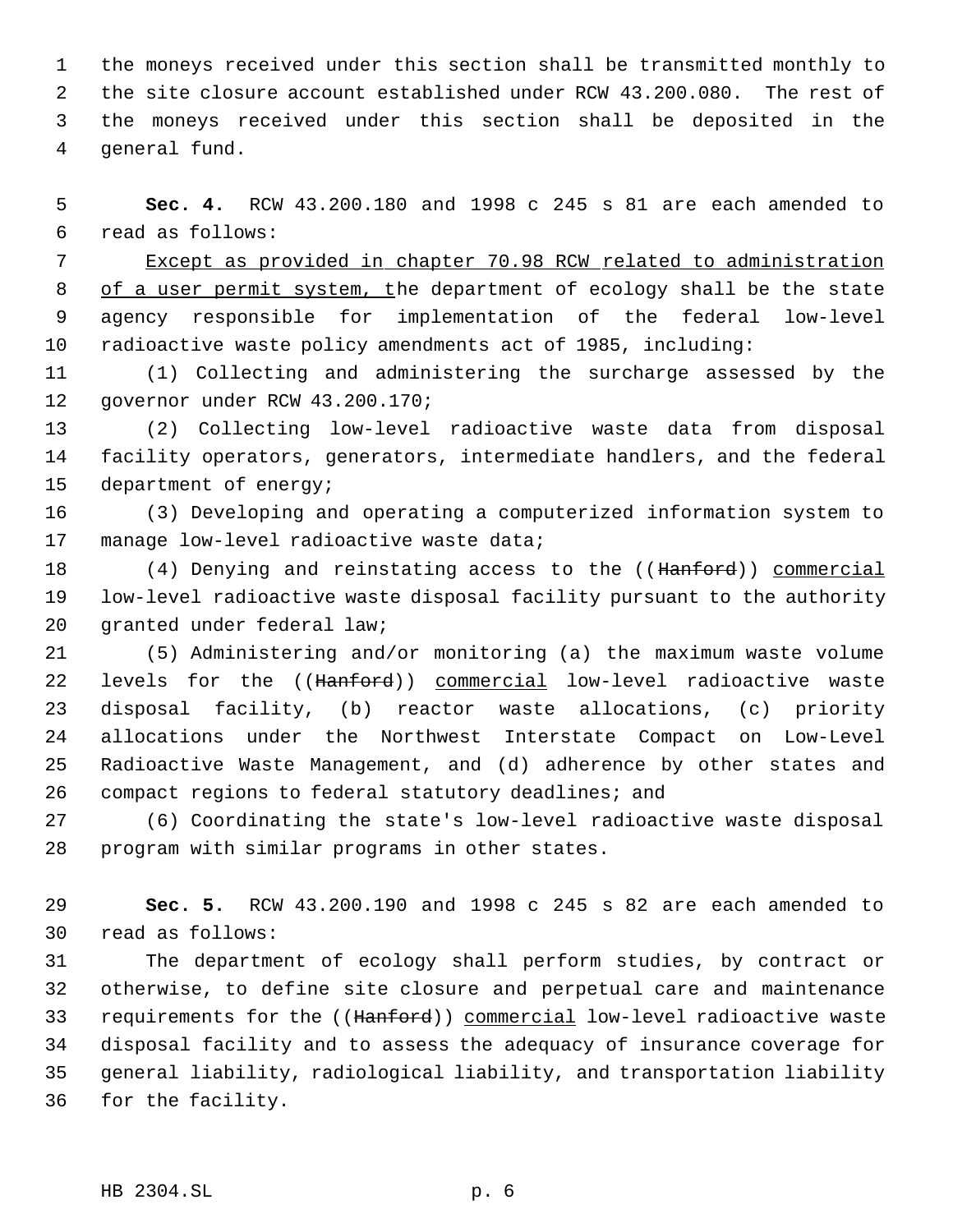the moneys received under this section shall be transmitted monthly to the site closure account established under RCW 43.200.080. The rest of the moneys received under this section shall be deposited in the general fund.

**Sec. 4.** RCW 43.200.180 and 1998 c 245 s 81 are each amended to read as follows:

Except as provided in chapter 70.98 RCW related to administration of a user permit system, the department of ecology shall be the state agency responsible for implementation of the federal low-level radioactive waste policy amendments act of 1985, including:

(1) Collecting and administering the surcharge assessed by the governor under RCW 43.200.170;

(2) Collecting low-level radioactive waste data from disposal facility operators, generators, intermediate handlers, and the federal department of energy;

(3) Developing and operating a computerized information system to manage low-level radioactive waste data;

(4) Denying and reinstating access to the ((~~Hanford~~)) commercial low-level radioactive waste disposal facility pursuant to the authority granted under federal law;

(5) Administering and/or monitoring (a) the maximum waste volume levels for the ((~~Hanford~~)) commercial low-level radioactive waste disposal facility, (b) reactor waste allocations, (c) priority allocations under the Northwest Interstate Compact on Low-Level Radioactive Waste Management, and (d) adherence by other states and compact regions to federal statutory deadlines; and

(6) Coordinating the state's low-level radioactive waste disposal program with similar programs in other states.

**Sec. 5.** RCW 43.200.190 and 1998 c 245 s 82 are each amended to read as follows:

The department of ecology shall perform studies, by contract or otherwise, to define site closure and perpetual care and maintenance requirements for the ((~~Hanford~~)) commercial low-level radioactive waste disposal facility and to assess the adequacy of insurance coverage for general liability, radiological liability, and transportation liability for the facility.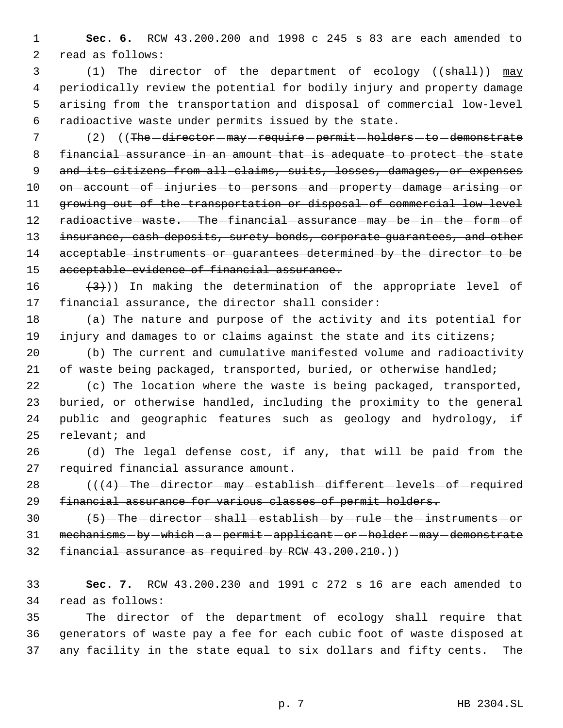**Sec. 6.** RCW 43.200.200 and 1998 c 245 s 83 are each amended to read as follows:

(1) The director of the department of ecology ((~~shall~~)) <u>may</u> periodically review the potential for bodily injury and property damage arising from the transportation and disposal of commercial low-level radioactive waste under permits issued by the state.

(2) ((~~The director may require permit holders to demonstrate financial assurance in an amount that is adequate to protect the state and its citizens from all claims, suits, losses, damages, or expenses on account of injuries to persons and property damage arising or growing out of the transportation or disposal of commercial low-level radioactive waste. The financial assurance may be in the form of insurance, cash deposits, surety bonds, corporate guarantees, and other acceptable instruments or guarantees determined by the director to be acceptable evidence of financial assurance.~~

~~(3)~~)) In making the determination of the appropriate level of financial assurance, the director shall consider:

(a) The nature and purpose of the activity and its potential for injury and damages to or claims against the state and its citizens;

(b) The current and cumulative manifested volume and radioactivity of waste being packaged, transported, buried, or otherwise handled;

(c) The location where the waste is being packaged, transported, buried, or otherwise handled, including the proximity to the general public and geographic features such as geology and hydrology, if relevant; and

(d) The legal defense cost, if any, that will be paid from the required financial assurance amount.

((~~(4) The director may establish different levels of required financial assurance for various classes of permit holders.~~

~~(5) The director shall establish by rule the instruments or mechanisms by which a permit applicant or holder may demonstrate financial assurance as required by RCW 43.200.210.~~))

**Sec. 7.** RCW 43.200.230 and 1991 c 272 s 16 are each amended to read as follows:

The director of the department of ecology shall require that generators of waste pay a fee for each cubic foot of waste disposed at any facility in the state equal to six dollars and fifty cents. The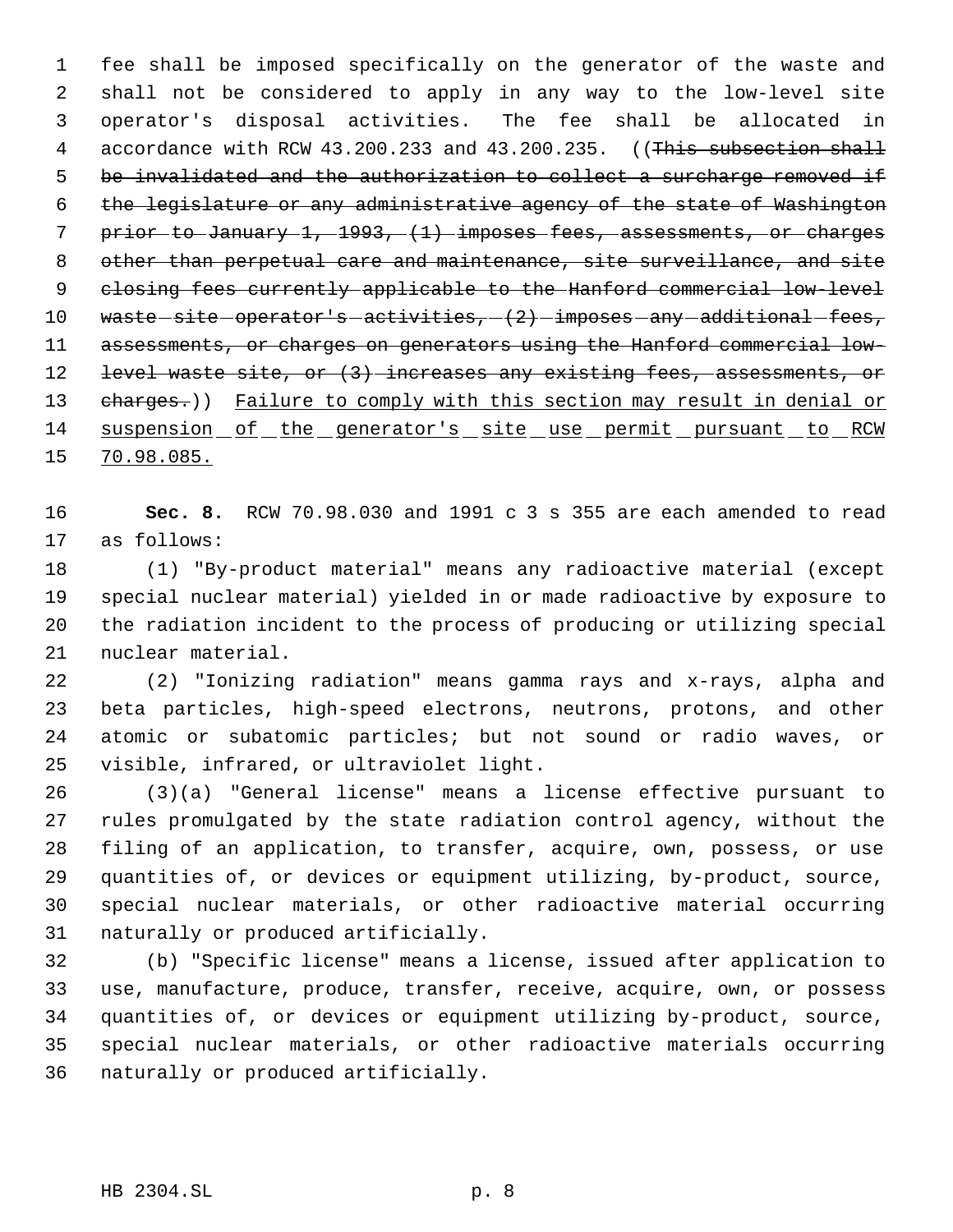fee shall be imposed specifically on the generator of the waste and shall not be considered to apply in any way to the low-level site operator's disposal activities. The fee shall be allocated in accordance with RCW 43.200.233 and 43.200.235. ((~~This subsection shall be invalidated and the authorization to collect a surcharge removed if the legislature or any administrative agency of the state of Washington prior to January 1, 1993, (1) imposes fees, assessments, or charges other than perpetual care and maintenance, site surveillance, and site closing fees currently applicable to the Hanford commercial low-level waste site operator's activities, (2) imposes any additional fees, assessments, or charges on generators using the Hanford commercial low-level waste site, or (3) increases any existing fees, assessments, or charges.~~)) <u>Failure to comply with this section may result in denial or suspension of the generator's site use permit pursuant to RCW 70.98.085.</u>

**Sec. 8.** RCW 70.98.030 and 1991 c 3 s 355 are each amended to read as follows:

(1) "By-product material" means any radioactive material (except special nuclear material) yielded in or made radioactive by exposure to the radiation incident to the process of producing or utilizing special nuclear material.

(2) "Ionizing radiation" means gamma rays and x-rays, alpha and beta particles, high-speed electrons, neutrons, protons, and other atomic or subatomic particles; but not sound or radio waves, or visible, infrared, or ultraviolet light.

(3)(a) "General license" means a license effective pursuant to rules promulgated by the state radiation control agency, without the filing of an application, to transfer, acquire, own, possess, or use quantities of, or devices or equipment utilizing, by-product, source, special nuclear materials, or other radioactive material occurring naturally or produced artificially.

(b) "Specific license" means a license, issued after application to use, manufacture, produce, transfer, receive, acquire, own, or possess quantities of, or devices or equipment utilizing by-product, source, special nuclear materials, or other radioactive materials occurring naturally or produced artificially.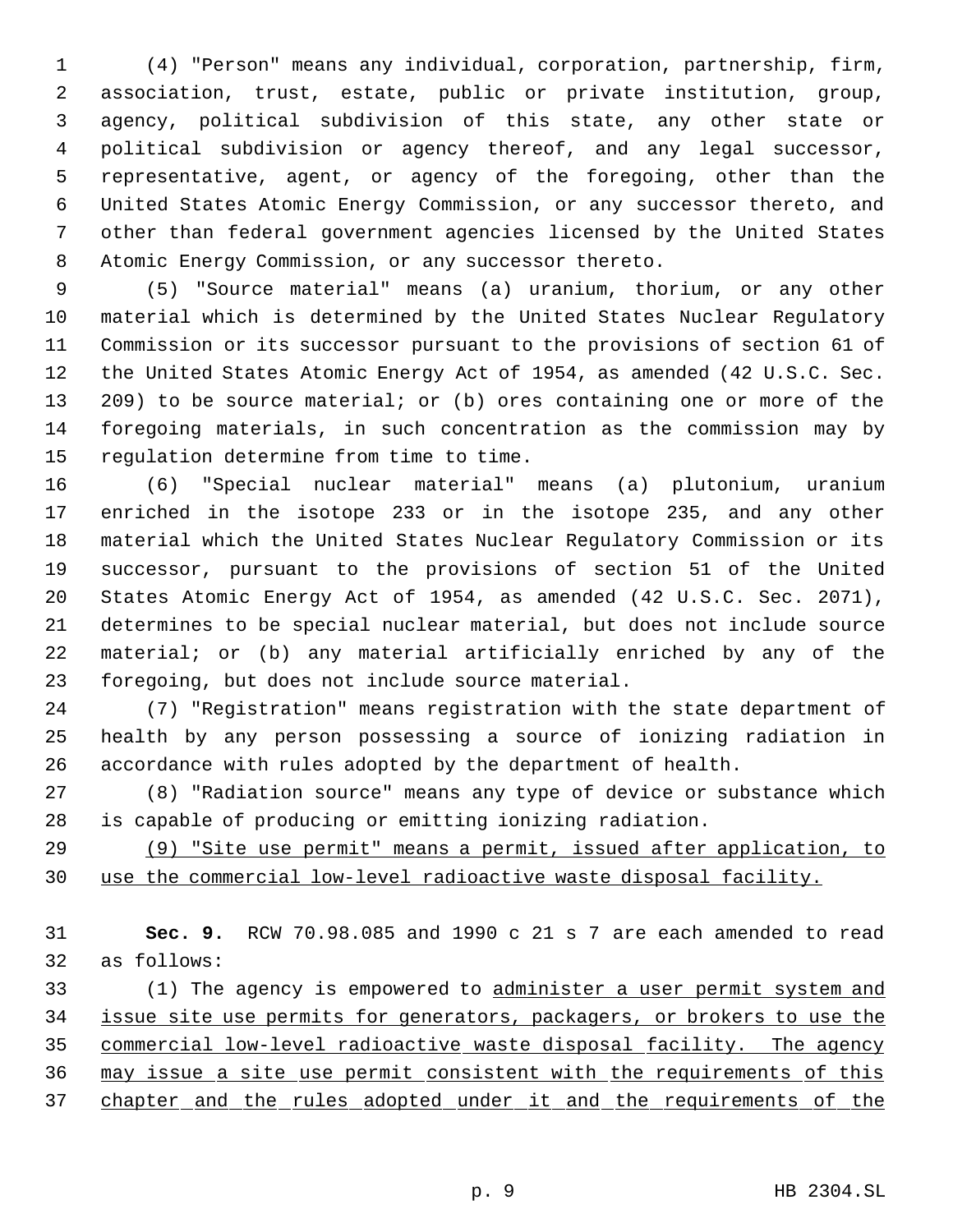(4) "Person" means any individual, corporation, partnership, firm, association, trust, estate, public or private institution, group, agency, political subdivision of this state, any other state or political subdivision or agency thereof, and any legal successor, representative, agent, or agency of the foregoing, other than the United States Atomic Energy Commission, or any successor thereto, and other than federal government agencies licensed by the United States Atomic Energy Commission, or any successor thereto.

(5) "Source material" means (a) uranium, thorium, or any other material which is determined by the United States Nuclear Regulatory Commission or its successor pursuant to the provisions of section 61 of the United States Atomic Energy Act of 1954, as amended (42 U.S.C. Sec. 209) to be source material; or (b) ores containing one or more of the foregoing materials, in such concentration as the commission may by regulation determine from time to time.

(6) "Special nuclear material" means (a) plutonium, uranium enriched in the isotope 233 or in the isotope 235, and any other material which the United States Nuclear Regulatory Commission or its successor, pursuant to the provisions of section 51 of the United States Atomic Energy Act of 1954, as amended (42 U.S.C. Sec. 2071), determines to be special nuclear material, but does not include source material; or (b) any material artificially enriched by any of the foregoing, but does not include source material.

(7) "Registration" means registration with the state department of health by any person possessing a source of ionizing radiation in accordance with rules adopted by the department of health.

(8) "Radiation source" means any type of device or substance which is capable of producing or emitting ionizing radiation.

<u>(9) "Site use permit" means a permit, issued after application, to use the commercial low-level radioactive waste disposal facility.</u>

**Sec. 9.** RCW 70.98.085 and 1990 c 21 s 7 are each amended to read as follows:

(1) The agency is empowered to <u>administer a user permit system and issue site use permits for generators, packagers, or brokers to use the commercial low-level radioactive waste disposal facility. The agency may issue a site use permit consistent with the requirements of this chapter and the rules adopted under it and the requirements of the</u>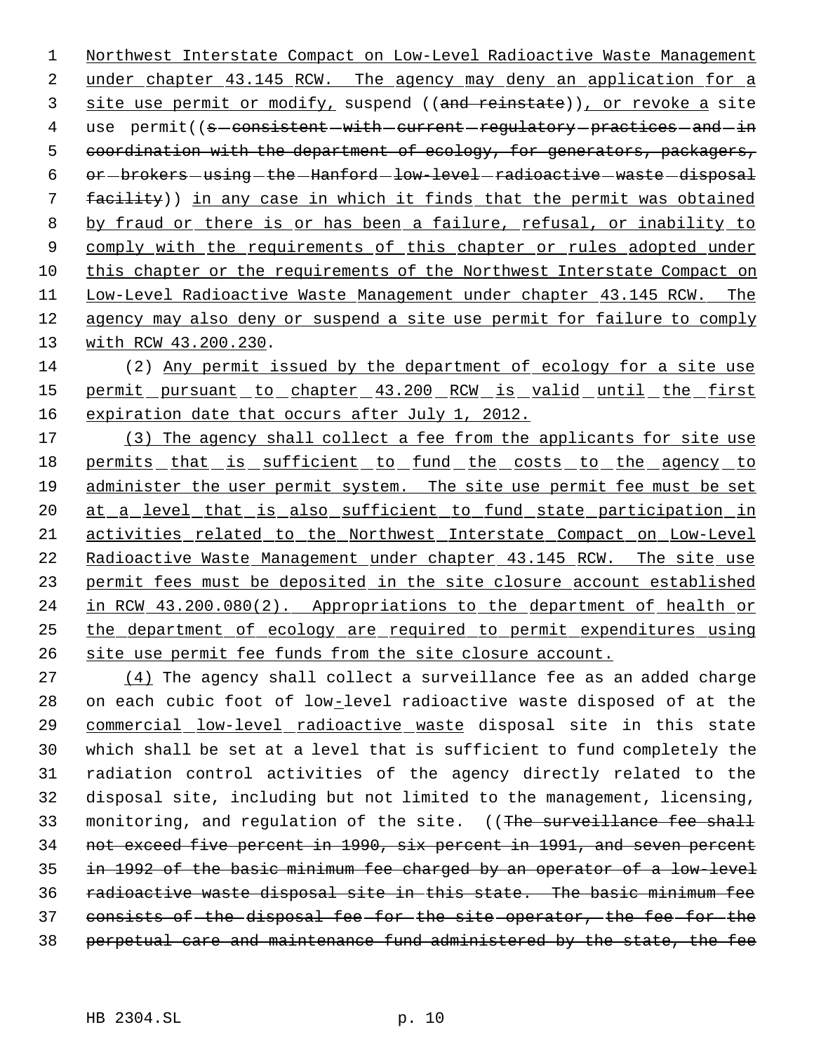Northwest Interstate Compact on Low-Level Radioactive Waste Management under chapter 43.145 RCW. The agency may deny an application for a site use permit or modify, suspend ((and reinstate)), or revoke a site use permit((s consistent with current regulatory practices and in coordination with the department of ecology, for generators, packagers, or brokers using the Hanford low-level radioactive waste disposal facility)) in any case in which it finds that the permit was obtained by fraud or there is or has been a failure, refusal, or inability to comply with the requirements of this chapter or rules adopted under this chapter or the requirements of the Northwest Interstate Compact on Low-Level Radioactive Waste Management under chapter 43.145 RCW. The agency may also deny or suspend a site use permit for failure to comply with RCW 43.200.230.

(2) Any permit issued by the department of ecology for a site use permit pursuant to chapter 43.200 RCW is valid until the first expiration date that occurs after July 1, 2012.

(3) The agency shall collect a fee from the applicants for site use permits that is sufficient to fund the costs to the agency to administer the user permit system. The site use permit fee must be set at a level that is also sufficient to fund state participation in activities related to the Northwest Interstate Compact on Low-Level Radioactive Waste Management under chapter 43.145 RCW. The site use permit fees must be deposited in the site closure account established in RCW 43.200.080(2). Appropriations to the department of health or the department of ecology are required to permit expenditures using site use permit fee funds from the site closure account.

(4) The agency shall collect a surveillance fee as an added charge on each cubic foot of low-level radioactive waste disposed of at the commercial low-level radioactive waste disposal site in this state which shall be set at a level that is sufficient to fund completely the radiation control activities of the agency directly related to the disposal site, including but not limited to the management, licensing, monitoring, and regulation of the site. ((The surveillance fee shall not exceed five percent in 1990, six percent in 1991, and seven percent in 1992 of the basic minimum fee charged by an operator of a low-level radioactive waste disposal site in this state. The basic minimum fee consists of the disposal fee for the site operator, the fee for the perpetual care and maintenance fund administered by the state, the fee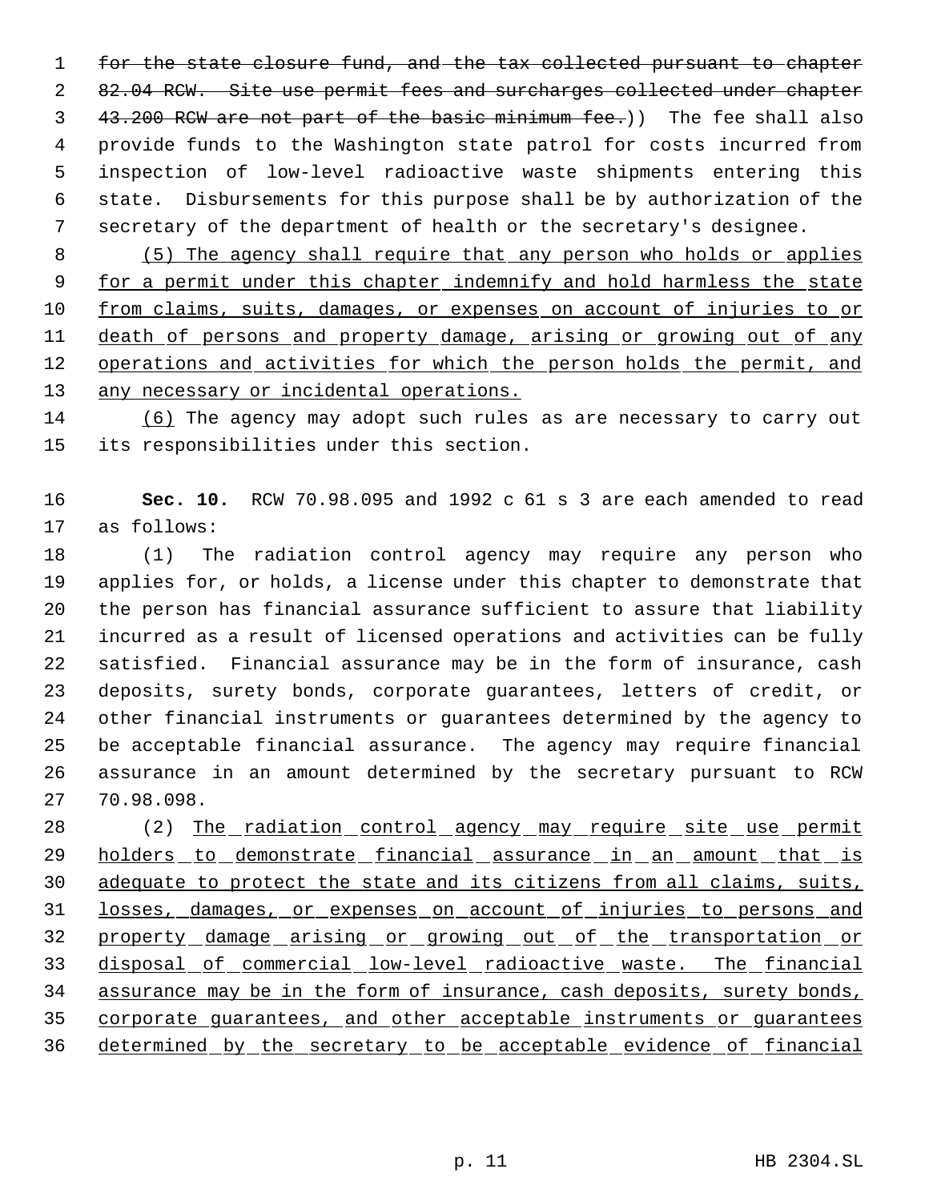for the state closure fund, and the tax collected pursuant to chapter 82.04 RCW. Site use permit fees and surcharges collected under chapter 43.200 RCW are not part of the basic minimum fee.)) The fee shall also provide funds to the Washington state patrol for costs incurred from inspection of low-level radioactive waste shipments entering this state. Disbursements for this purpose shall be by authorization of the secretary of the department of health or the secretary's designee.

(5) The agency shall require that any person who holds or applies for a permit under this chapter indemnify and hold harmless the state from claims, suits, damages, or expenses on account of injuries to or death of persons and property damage, arising or growing out of any operations and activities for which the person holds the permit, and any necessary or incidental operations.

(6) The agency may adopt such rules as are necessary to carry out its responsibilities under this section.

**Sec. 10.** RCW 70.98.095 and 1992 c 61 s 3 are each amended to read as follows:

(1) The radiation control agency may require any person who applies for, or holds, a license under this chapter to demonstrate that the person has financial assurance sufficient to assure that liability incurred as a result of licensed operations and activities can be fully satisfied. Financial assurance may be in the form of insurance, cash deposits, surety bonds, corporate guarantees, letters of credit, or other financial instruments or guarantees determined by the agency to be acceptable financial assurance. The agency may require financial assurance in an amount determined by the secretary pursuant to RCW 70.98.098.

(2) The radiation control agency may require site use permit holders to demonstrate financial assurance in an amount that is adequate to protect the state and its citizens from all claims, suits, losses, damages, or expenses on account of injuries to persons and property damage arising or growing out of the transportation or disposal of commercial low-level radioactive waste. The financial assurance may be in the form of insurance, cash deposits, surety bonds, corporate guarantees, and other acceptable instruments or guarantees determined by the secretary to be acceptable evidence of financial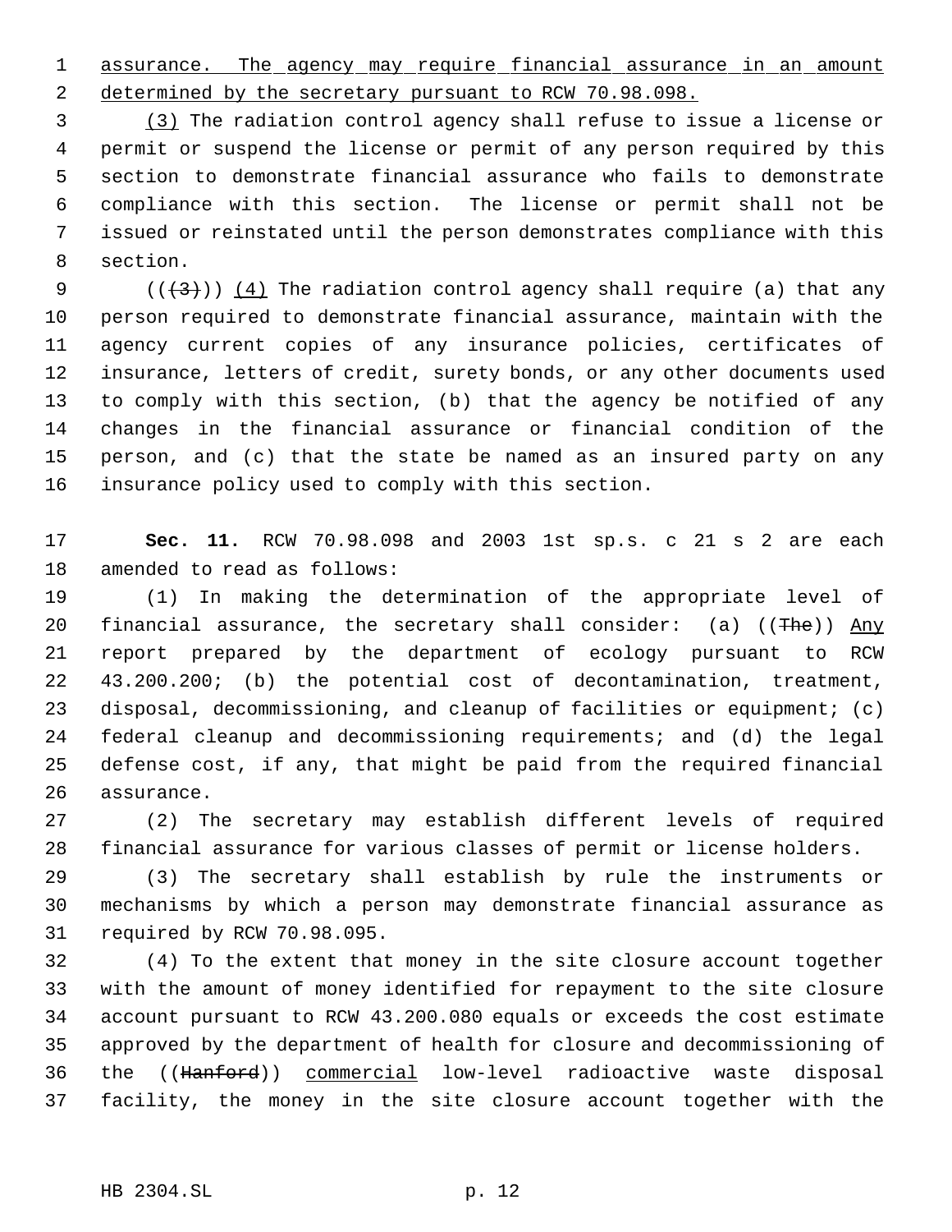assurance. The agency may require financial assurance in an amount determined by the secretary pursuant to RCW 70.98.098.

(3) The radiation control agency shall refuse to issue a license or permit or suspend the license or permit of any person required by this section to demonstrate financial assurance who fails to demonstrate compliance with this section. The license or permit shall not be issued or reinstated until the person demonstrates compliance with this section.

(((3))) (4) The radiation control agency shall require (a) that any person required to demonstrate financial assurance, maintain with the agency current copies of any insurance policies, certificates of insurance, letters of credit, surety bonds, or any other documents used to comply with this section, (b) that the agency be notified of any changes in the financial assurance or financial condition of the person, and (c) that the state be named as an insured party on any insurance policy used to comply with this section.

**Sec. 11.** RCW 70.98.098 and 2003 1st sp.s. c 21 s 2 are each amended to read as follows:

(1) In making the determination of the appropriate level of financial assurance, the secretary shall consider: (a) ((The)) Any report prepared by the department of ecology pursuant to RCW 43.200.200; (b) the potential cost of decontamination, treatment, disposal, decommissioning, and cleanup of facilities or equipment; (c) federal cleanup and decommissioning requirements; and (d) the legal defense cost, if any, that might be paid from the required financial assurance.

(2) The secretary may establish different levels of required financial assurance for various classes of permit or license holders.

(3) The secretary shall establish by rule the instruments or mechanisms by which a person may demonstrate financial assurance as required by RCW 70.98.095.

(4) To the extent that money in the site closure account together with the amount of money identified for repayment to the site closure account pursuant to RCW 43.200.080 equals or exceeds the cost estimate approved by the department of health for closure and decommissioning of the ((Hanford)) commercial low-level radioactive waste disposal facility, the money in the site closure account together with the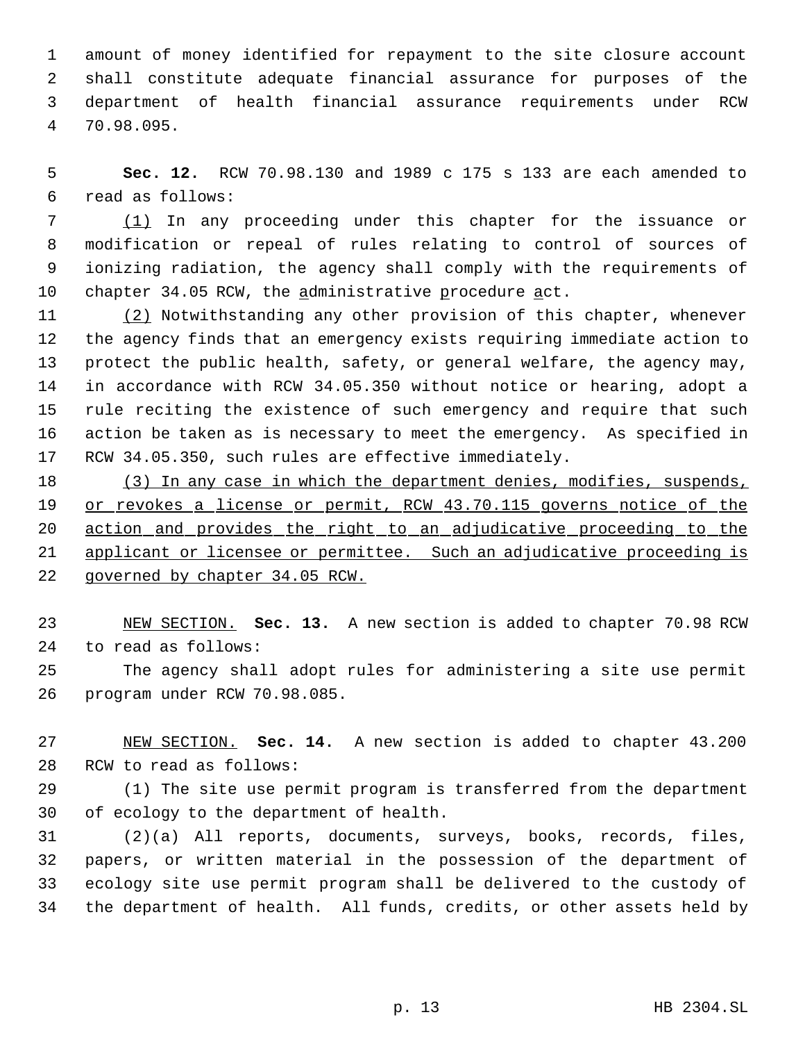amount of money identified for repayment to the site closure account shall constitute adequate financial assurance for purposes of the department of health financial assurance requirements under RCW 70.98.095.

**Sec. 12.** RCW 70.98.130 and 1989 c 175 s 133 are each amended to read as follows:

(1) In any proceeding under this chapter for the issuance or modification or repeal of rules relating to control of sources of ionizing radiation, the agency shall comply with the requirements of chapter 34.05 RCW, the administrative procedure act.

(2) Notwithstanding any other provision of this chapter, whenever the agency finds that an emergency exists requiring immediate action to protect the public health, safety, or general welfare, the agency may, in accordance with RCW 34.05.350 without notice or hearing, adopt a rule reciting the existence of such emergency and require that such action be taken as is necessary to meet the emergency. As specified in RCW 34.05.350, such rules are effective immediately.

(3) In any case in which the department denies, modifies, suspends, or revokes a license or permit, RCW 43.70.115 governs notice of the action and provides the right to an adjudicative proceeding to the applicant or licensee or permittee. Such an adjudicative proceeding is governed by chapter 34.05 RCW.

NEW SECTION. **Sec. 13.** A new section is added to chapter 70.98 RCW to read as follows:

The agency shall adopt rules for administering a site use permit program under RCW 70.98.085.

NEW SECTION. **Sec. 14.** A new section is added to chapter 43.200 RCW to read as follows:

(1) The site use permit program is transferred from the department of ecology to the department of health.

(2)(a) All reports, documents, surveys, books, records, files, papers, or written material in the possession of the department of ecology site use permit program shall be delivered to the custody of the department of health. All funds, credits, or other assets held by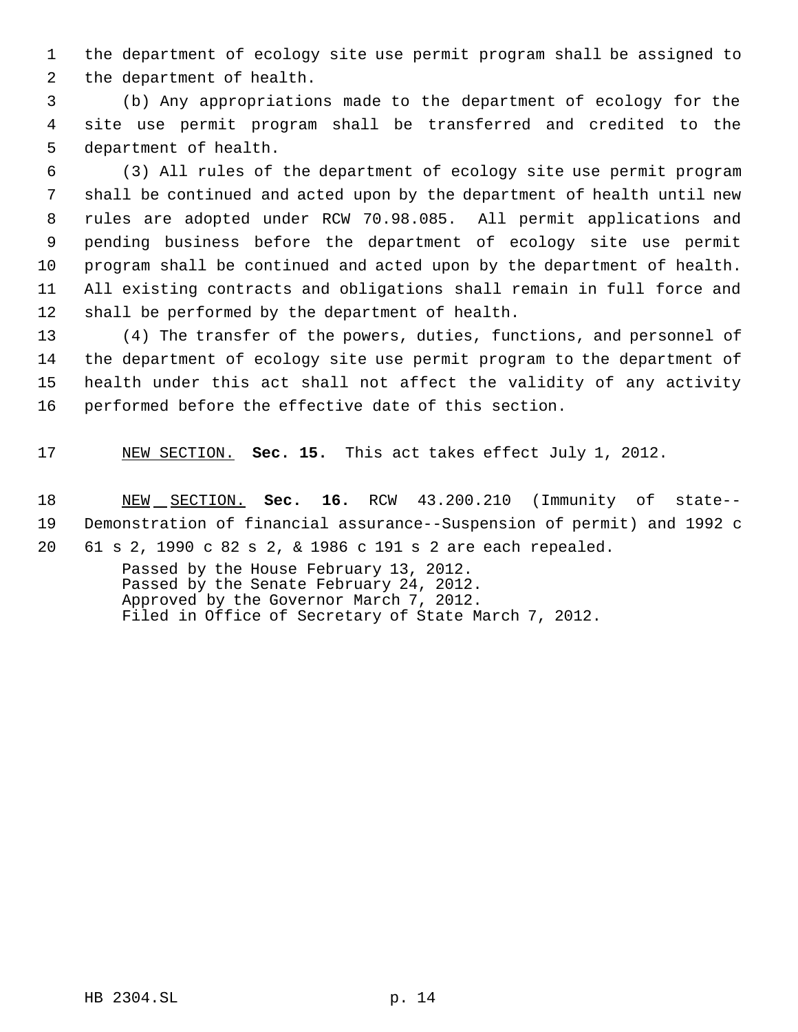the department of ecology site use permit program shall be assigned to the department of health.

(b) Any appropriations made to the department of ecology for the site use permit program shall be transferred and credited to the department of health.

(3) All rules of the department of ecology site use permit program shall be continued and acted upon by the department of health until new rules are adopted under RCW 70.98.085. All permit applications and pending business before the department of ecology site use permit program shall be continued and acted upon by the department of health. All existing contracts and obligations shall remain in full force and shall be performed by the department of health.

(4) The transfer of the powers, duties, functions, and personnel of the department of ecology site use permit program to the department of health under this act shall not affect the validity of any activity performed before the effective date of this section.

NEW SECTION. **Sec. 15.** This act takes effect July 1, 2012.

NEW SECTION. **Sec. 16.** RCW 43.200.210 (Immunity of state--Demonstration of financial assurance--Suspension of permit) and 1992 c 61 s 2, 1990 c 82 s 2, & 1986 c 191 s 2 are each repealed.

Passed by the House February 13, 2012.
Passed by the Senate February 24, 2012.
Approved by the Governor March 7, 2012.
Filed in Office of Secretary of State March 7, 2012.